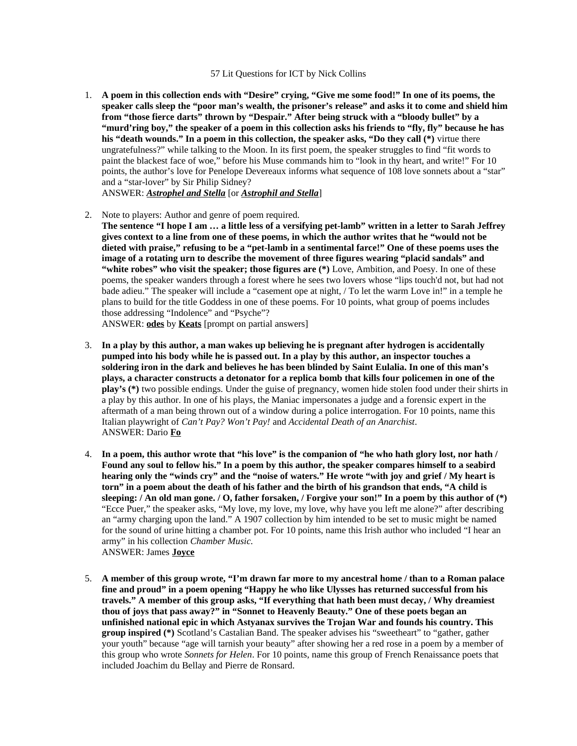57 Lit Questions for ICT by Nick Collins

1. **A poem in this collection ends with "Desire" crying, "Give me some food!" In one of its poems, the speaker calls sleep the "poor man's wealth, the prisoner's release" and asks it to come and shield him from "those fierce darts" thrown by "Despair." After being struck with a "bloody bullet" by a "murd'ring boy," the speaker of a poem in this collection asks his friends to "fly, fly" because he has his "death wounds." In a poem in this collection, the speaker asks, "Do they call (*)** virtue there ungratefulness?" while talking to the Moon. In its first poem, the speaker struggles to find "fit words to paint the blackest face of woe," before his Muse commands him to "look in thy heart, and write!" For 10 points, the author's love for Penelope Devereaux informs what sequence of 108 love sonnets about a "star" and a "star-lover" by Sir Philip Sidney?
   ANSWER: ***Astrophel and Stella*** [or ***Astrophil and Stella***]

2. Note to players: Author and genre of poem required.
   **The sentence "I hope I am … a little less of a versifying pet-lamb" written in a letter to Sarah Jeffrey gives context to a line from one of these poems, in which the author writes that he "would not be dieted with praise," refusing to be a "pet-lamb in a sentimental farce!" One of these poems uses the image of a rotating urn to describe the movement of three figures wearing "placid sandals" and "white robes" who visit the speaker; those figures are (*)** Love, Ambition, and Poesy. In one of these poems, the speaker wanders through a forest where he sees two lovers whose "lips touch'd not, but had not bade adieu." The speaker will include a "casement ope at night, / To let the warm Love in!" in a temple he plans to build for the title Goddess in one of these poems. For 10 points, what group of poems includes those addressing "Indolence" and "Psyche"?
   ANSWER: **odes** by **Keats** [prompt on partial answers]

3. **In a play by this author, a man wakes up believing he is pregnant after hydrogen is accidentally pumped into his body while he is passed out. In a play by this author, an inspector touches a soldering iron in the dark and believes he has been blinded by Saint Eulalia. In one of this man's plays, a character constructs a detonator for a replica bomb that kills four policemen in one of the play's (*)** two possible endings. Under the guise of pregnancy, women hide stolen food under their shirts in a play by this author. In one of his plays, the Maniac impersonates a judge and a forensic expert in the aftermath of a man being thrown out of a window during a police interrogation. For 10 points, name this Italian playwright of *Can't Pay? Won't Pay!* and *Accidental Death of an Anarchist*.
   ANSWER: Dario **Fo**

4. **In a poem, this author wrote that "his love" is the companion of "he who hath glory lost, nor hath / Found any soul to fellow his." In a poem by this author, the speaker compares himself to a seabird hearing only the "winds cry" and the "noise of waters." He wrote "with joy and grief / My heart is torn" in a poem about the death of his father and the birth of his grandson that ends, "A child is sleeping: / An old man gone. / O, father forsaken, / Forgive your son!" In a poem by this author of (*)** "Ecce Puer," the speaker asks, "My love, my love, my love, why have you left me alone?" after describing an "army charging upon the land." A 1907 collection by him intended to be set to music might be named for the sound of urine hitting a chamber pot. For 10 points, name this Irish author who included "I hear an army" in his collection *Chamber Music.*
   ANSWER: James **Joyce**

5. **A member of this group wrote, "I'm drawn far more to my ancestral home / than to a Roman palace fine and proud" in a poem opening "Happy he who like Ulysses has returned successful from his travels." A member of this group asks, "If everything that hath been must decay, / Why dreamiest thou of joys that pass away?" in "Sonnet to Heavenly Beauty." One of these poets began an unfinished national epic in which Astyanax survives the Trojan War and founds his country. This group inspired (*)** Scotland's Castalian Band. The speaker advises his "sweetheart" to "gather, gather your youth" because "age will tarnish your beauty" after showing her a red rose in a poem by a member of this group who wrote *Sonnets for Helen*. For 10 points, name this group of French Renaissance poets that included Joachim du Bellay and Pierre de Ronsard.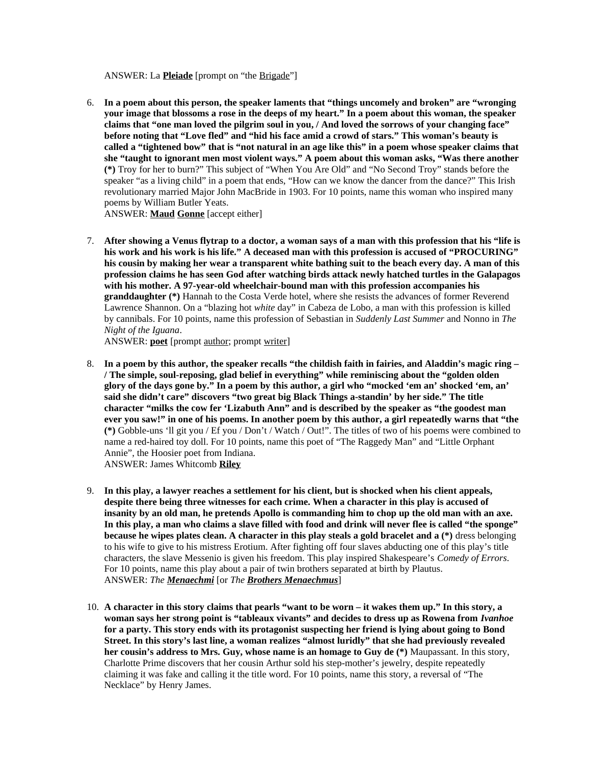ANSWER: La **Pleiade** [prompt on "the Brigade"]

6. **In a poem about this person, the speaker laments that "things uncomely and broken" are "wronging your image that blossoms a rose in the deeps of my heart." In a poem about this woman, the speaker claims that "one man loved the pilgrim soul in you, / And loved the sorrows of your changing face" before noting that "Love fled" and "hid his face amid a crowd of stars." This woman's beauty is called a "tightened bow" that is "not natural in an age like this" in a poem whose speaker claims that she "taught to ignorant men most violent ways." A poem about this woman asks, "Was there another (*)** Troy for her to burn?" This subject of "When You Are Old" and "No Second Troy" stands before the speaker "as a living child" in a poem that ends, "How can we know the dancer from the dance?" This Irish revolutionary married Major John MacBride in 1903. For 10 points, name this woman who inspired many poems by William Butler Yeats.
   ANSWER: **Maud Gonne** [accept either]

7. **After showing a Venus flytrap to a doctor, a woman says of a man with this profession that his "life is his work and his work is his life." A deceased man with this profession is accused of "PROCURING" his cousin by making her wear a transparent white bathing suit to the beach every day. A man of this profession claims he has seen God after watching birds attack newly hatched turtles in the Galapagos with his mother. A 97-year-old wheelchair-bound man with this profession accompanies his granddaughter (*)** Hannah to the Costa Verde hotel, where she resists the advances of former Reverend Lawrence Shannon. On a "blazing hot *white* day" in Cabeza de Lobo, a man with this profession is killed by cannibals. For 10 points, name this profession of Sebastian in *Suddenly Last Summer* and Nonno in *The Night of the Iguana*.
   ANSWER: **poet** [prompt author; prompt writer]

8. **In a poem by this author, the speaker recalls "the childish faith in fairies, and Aladdin's magic ring – / The simple, soul-reposing, glad belief in everything" while reminiscing about the "golden olden glory of the days gone by." In a poem by this author, a girl who "mocked 'em an' shocked 'em, an' said she didn't care" discovers "two great big Black Things a-standin' by her side." The title character "milks the cow fer 'Lizabuth Ann" and is described by the speaker as "the goodest man ever you saw!" in one of his poems. In another poem by this author, a girl repeatedly warns that "the (*)** Gobble-uns 'll git you / Ef you / Don't / Watch / Out!". The titles of two of his poems were combined to name a red-haired toy doll. For 10 points, name this poet of "The Raggedy Man" and "Little Orphant Annie", the Hoosier poet from Indiana.
   ANSWER: James Whitcomb **Riley**

9. **In this play, a lawyer reaches a settlement for his client, but is shocked when his client appeals, despite there being three witnesses for each crime. When a character in this play is accused of insanity by an old man, he pretends Apollo is commanding him to chop up the old man with an axe. In this play, a man who claims a slave filled with food and drink will never flee is called "the sponge" because he wipes plates clean. A character in this play steals a gold bracelet and a (*)** dress belonging to his wife to give to his mistress Erotium. After fighting off four slaves abducting one of this play's title characters, the slave Messenio is given his freedom. This play inspired Shakespeare's *Comedy of Errors*. For 10 points, name this play about a pair of twin brothers separated at birth by Plautus.
   ANSWER: *The **Menaechmi*** [or *The **Brothers Menaechmus***]

10. **A character in this story claims that pearls "want to be worn – it wakes them up." In this story, a woman says her strong point is "tableaux vivants" and decides to dress up as Rowena from *Ivanhoe* for a party. This story ends with its protagonist suspecting her friend is lying about going to Bond Street. In this story's last line, a woman realizes "almost luridly" that she had previously revealed her cousin's address to Mrs. Guy, whose name is an homage to Guy de (*)** Maupassant. In this story, Charlotte Prime discovers that her cousin Arthur sold his step-mother's jewelry, despite repeatedly claiming it was fake and calling it the title word. For 10 points, name this story, a reversal of "The Necklace" by Henry James.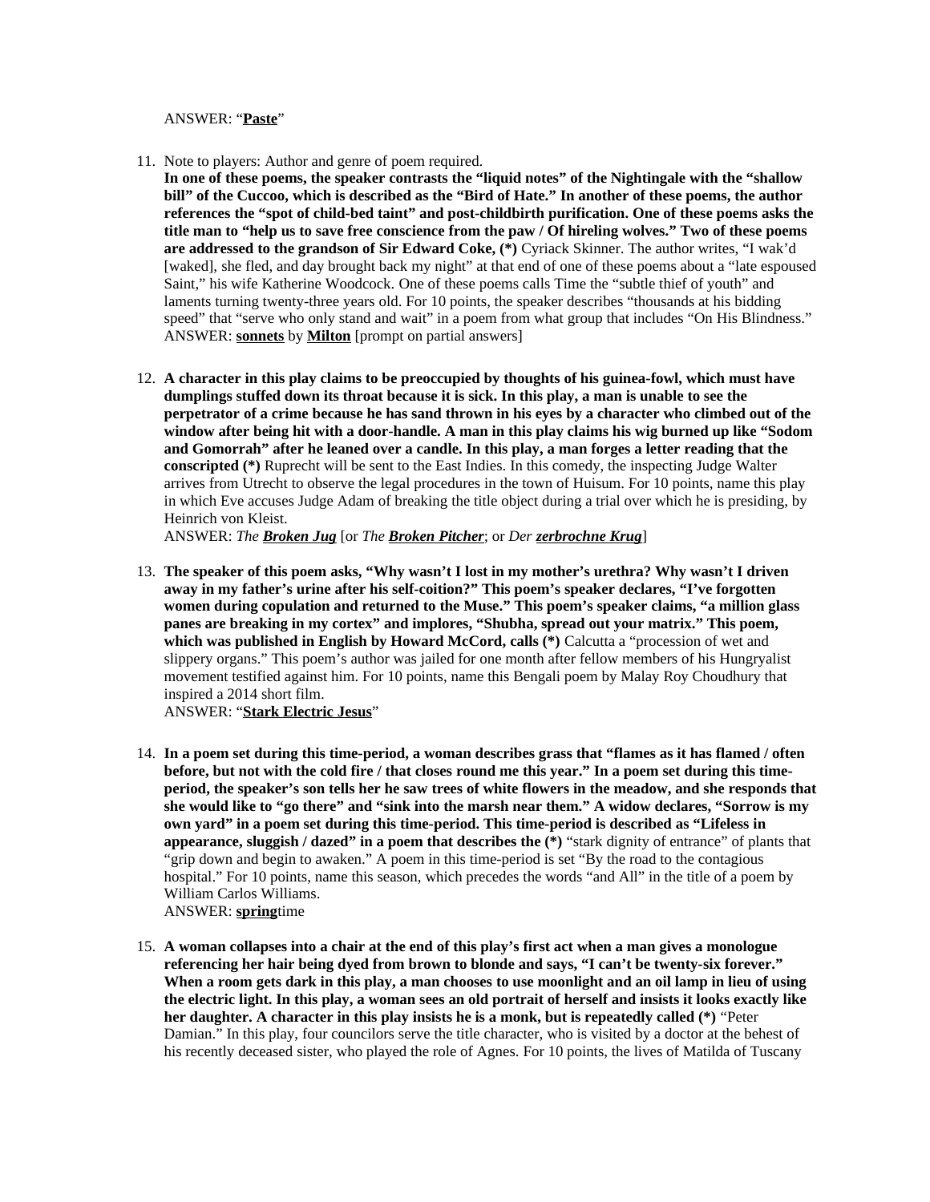ANSWER: “**Paste**”

11. Note to players: Author and genre of poem required.
**In one of these poems, the speaker contrasts the “liquid notes” of the Nightingale with the “shallow bill” of the Cuccoo, which is described as the “Bird of Hate.” In another of these poems, the author references the “spot of child-bed taint” and post-childbirth purification. One of these poems asks the title man to “help us to save free conscience from the paw / Of hireling wolves.” Two of these poems are addressed to the grandson of Sir Edward Coke, (*)** Cyriack Skinner. The author writes, “I wak’d [waked], she fled, and day brought back my night” at that end of one of these poems about a “late espoused Saint,” his wife Katherine Woodcock. One of these poems calls Time the “subtle thief of youth” and laments turning twenty-three years old. For 10 points, the speaker describes “thousands at his bidding speed” that “serve who only stand and wait” in a poem from what group that includes “On His Blindness.”
ANSWER: **sonnets** by **Milton** [prompt on partial answers]

12. **A character in this play claims to be preoccupied by thoughts of his guinea-fowl, which must have dumplings stuffed down its throat because it is sick. In this play, a man is unable to see the perpetrator of a crime because he has sand thrown in his eyes by a character who climbed out of the window after being hit with a door-handle. A man in this play claims his wig burned up like “Sodom and Gomorrah” after he leaned over a candle. In this play, a man forges a letter reading that the conscripted (*)** Ruprecht will be sent to the East Indies. In this comedy, the inspecting Judge Walter arrives from Utrecht to observe the legal procedures in the town of Huisum. For 10 points, name this play in which Eve accuses Judge Adam of breaking the title object during a trial over which he is presiding, by Heinrich von Kleist.
ANSWER: *The **Broken Jug*** [or *The **Broken Pitcher***; or *Der **zerbrochne Krug***]

13. **The speaker of this poem asks, “Why wasn’t I lost in my mother’s urethra? Why wasn’t I driven away in my father’s urine after his self-coition?” This poem’s speaker declares, “I’ve forgotten women during copulation and returned to the Muse.” This poem’s speaker claims, “a million glass panes are breaking in my cortex” and implores, “Shubha, spread out your matrix.” This poem, which was published in English by Howard McCord, calls (*)** Calcutta a “procession of wet and slippery organs.” This poem’s author was jailed for one month after fellow members of his Hungryalist movement testified against him. For 10 points, name this Bengali poem by Malay Roy Choudhury that inspired a 2014 short film.
ANSWER: “**Stark Electric Jesus**”

14. **In a poem set during this time-period, a woman describes grass that “flames as it has flamed / often before, but not with the cold fire / that closes round me this year.” In a poem set during this time-period, the speaker’s son tells her he saw trees of white flowers in the meadow, and she responds that she would like to “go there” and “sink into the marsh near them.” A widow declares, “Sorrow is my own yard” in a poem set during this time-period. This time-period is described as “Lifeless in appearance, sluggish / dazed” in a poem that describes the (*)** “stark dignity of entrance” of plants that “grip down and begin to awaken.” A poem in this time-period is set “By the road to the contagious hospital.” For 10 points, name this season, which precedes the words “and All” in the title of a poem by William Carlos Williams.
ANSWER: **spring**time

15. **A woman collapses into a chair at the end of this play’s first act when a man gives a monologue referencing her hair being dyed from brown to blonde and says, “I can’t be twenty-six forever.” When a room gets dark in this play, a man chooses to use moonlight and an oil lamp in lieu of using the electric light. In this play, a woman sees an old portrait of herself and insists it looks exactly like her daughter. A character in this play insists he is a monk, but is repeatedly called (*)** “Peter Damian.” In this play, four councilors serve the title character, who is visited by a doctor at the behest of his recently deceased sister, who played the role of Agnes. For 10 points, the lives of Matilda of Tuscany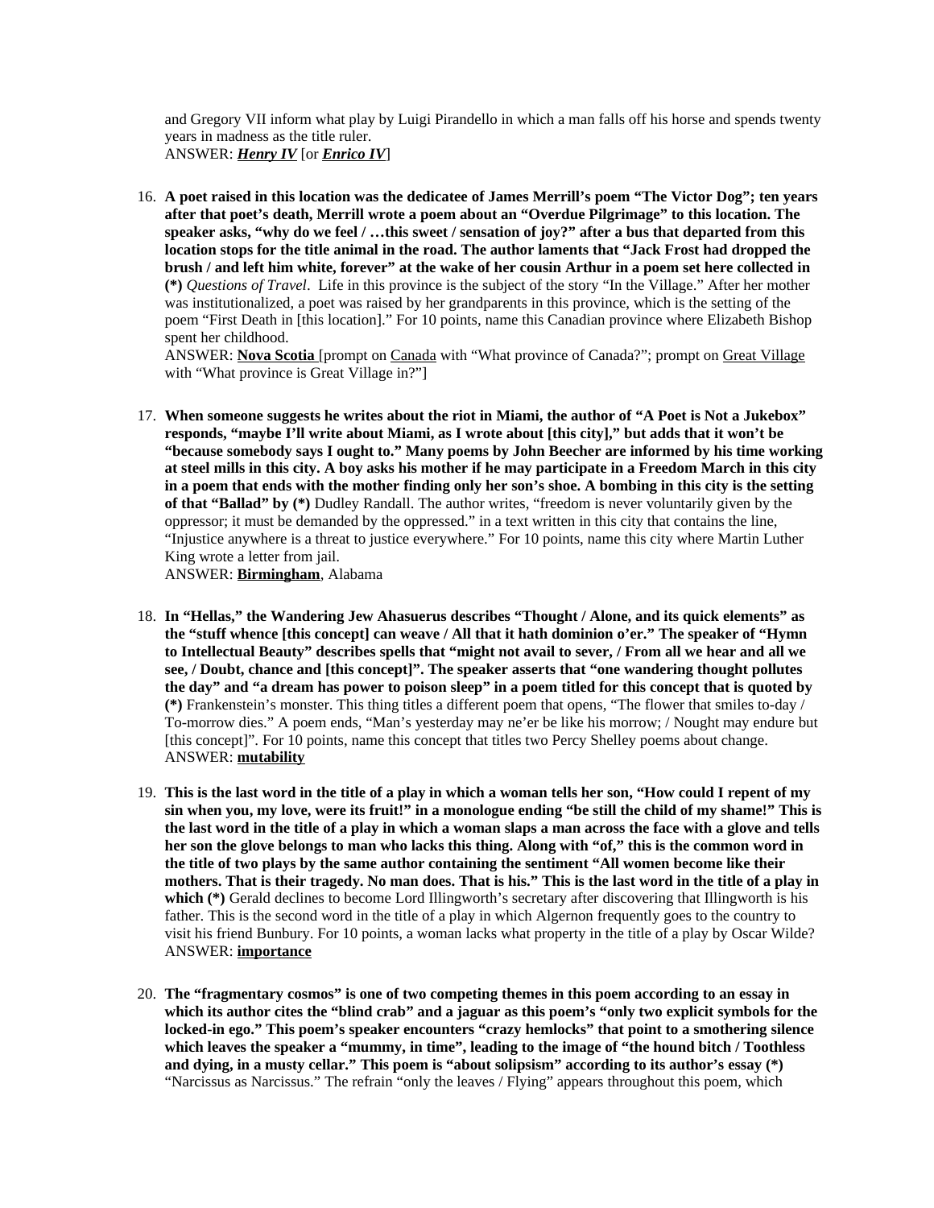and Gregory VII inform what play by Luigi Pirandello in which a man falls off his horse and spends twenty years in madness as the title ruler.
ANSWER: ***Henry IV*** [or ***Enrico IV***]

16. **A poet raised in this location was the dedicatee of James Merrill's poem "The Victor Dog"; ten years after that poet's death, Merrill wrote a poem about an "Overdue Pilgrimage" to this location. The speaker asks, "why do we feel / …this sweet / sensation of joy?" after a bus that departed from this location stops for the title animal in the road. The author laments that "Jack Frost had dropped the brush / and left him white, forever" at the wake of her cousin Arthur in a poem set here collected in (*)** *Questions of Travel*. Life in this province is the subject of the story "In the Village." After her mother was institutionalized, a poet was raised by her grandparents in this province, which is the setting of the poem "First Death in [this location]." For 10 points, name this Canadian province where Elizabeth Bishop spent her childhood.
ANSWER: **Nova Scotia** [prompt on Canada with "What province of Canada?"; prompt on Great Village with "What province is Great Village in?"]

17. **When someone suggests he writes about the riot in Miami, the author of "A Poet is Not a Jukebox" responds, "maybe I'll write about Miami, as I wrote about [this city]," but adds that it won't be "because somebody says I ought to." Many poems by John Beecher are informed by his time working at steel mills in this city. A boy asks his mother if he may participate in a Freedom March in this city in a poem that ends with the mother finding only her son's shoe. A bombing in this city is the setting of that "Ballad" by (*)** Dudley Randall. The author writes, "freedom is never voluntarily given by the oppressor; it must be demanded by the oppressed." in a text written in this city that contains the line, "Injustice anywhere is a threat to justice everywhere." For 10 points, name this city where Martin Luther King wrote a letter from jail.
ANSWER: **Birmingham**, Alabama

18. **In "Hellas," the Wandering Jew Ahasuerus describes "Thought / Alone, and its quick elements" as the "stuff whence [this concept] can weave / All that it hath dominion o'er." The speaker of "Hymn to Intellectual Beauty" describes spells that "might not avail to sever, / From all we hear and all we see, / Doubt, chance and [this concept]". The speaker asserts that "one wandering thought pollutes the day" and "a dream has power to poison sleep" in a poem titled for this concept that is quoted by (*)** Frankenstein's monster. This thing titles a different poem that opens, "The flower that smiles to-day / To-morrow dies." A poem ends, "Man's yesterday may ne'er be like his morrow; / Nought may endure but [this concept]". For 10 points, name this concept that titles two Percy Shelley poems about change.
ANSWER: **mutability**

19. **This is the last word in the title of a play in which a woman tells her son, "How could I repent of my sin when you, my love, were its fruit!" in a monologue ending "be still the child of my shame!" This is the last word in the title of a play in which a woman slaps a man across the face with a glove and tells her son the glove belongs to man who lacks this thing. Along with "of," this is the common word in the title of two plays by the same author containing the sentiment "All women become like their mothers. That is their tragedy. No man does. That is his." This is the last word in the title of a play in which (*)** Gerald declines to become Lord Illingworth's secretary after discovering that Illingworth is his father. This is the second word in the title of a play in which Algernon frequently goes to the country to visit his friend Bunbury. For 10 points, a woman lacks what property in the title of a play by Oscar Wilde?
ANSWER: **importance**

20. **The "fragmentary cosmos" is one of two competing themes in this poem according to an essay in which its author cites the "blind crab" and a jaguar as this poem's "only two explicit symbols for the locked-in ego." This poem's speaker encounters "crazy hemlocks" that point to a smothering silence which leaves the speaker a "mummy, in time", leading to the image of "the hound bitch / Toothless and dying, in a musty cellar." This poem is "about solipsism" according to its author's essay (*)** "Narcissus as Narcissus." The refrain "only the leaves / Flying" appears throughout this poem, which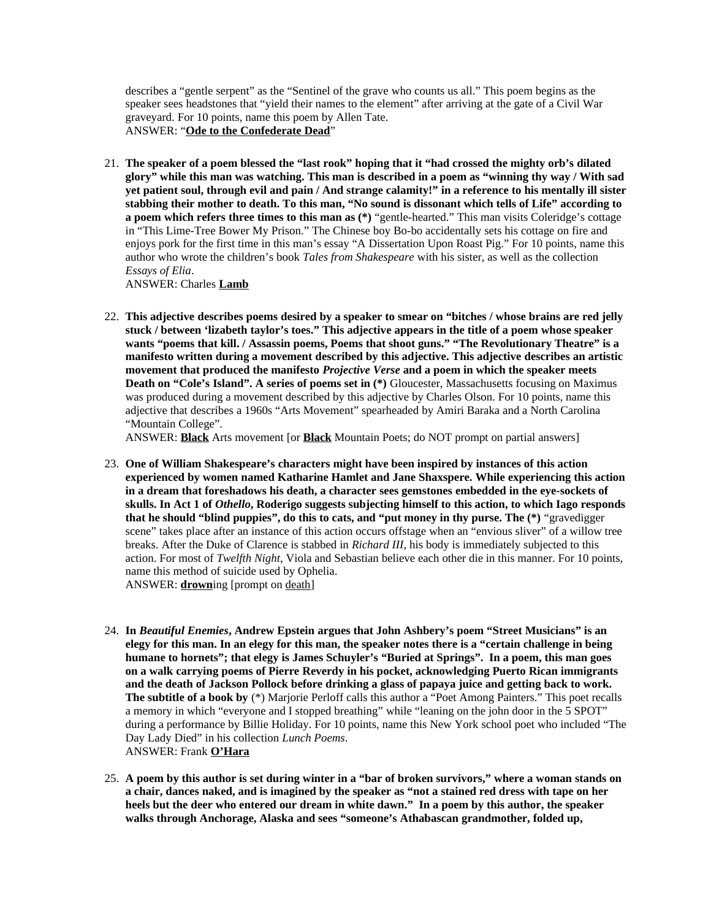describes a "gentle serpent" as the "Sentinel of the grave who counts us all." This poem begins as the speaker sees headstones that "yield their names to the element" after arriving at the gate of a Civil War graveyard. For 10 points, name this poem by Allen Tate.
ANSWER: "**<u>Ode to the Confederate Dead</u>**"

21. **The speaker of a poem blessed the "last rook" hoping that it "had crossed the mighty orb's dilated glory" while this man was watching. This man is described in a poem as "winning thy way / With sad yet patient soul, through evil and pain / And strange calamity!" in a reference to his mentally ill sister stabbing their mother to death. To this man, "No sound is dissonant which tells of Life" according to a poem which refers three times to this man as (*)** "gentle-hearted." This man visits Coleridge's cottage in "This Lime-Tree Bower My Prison." The Chinese boy Bo-bo accidentally sets his cottage on fire and enjoys pork for the first time in this man's essay "A Dissertation Upon Roast Pig." For 10 points, name this author who wrote the children's book *Tales from Shakespeare* with his sister, as well as the collection *Essays of Elia*.
ANSWER: Charles **<u>Lamb</u>**

22. **This adjective describes poems desired by a speaker to smear on "bitches / whose brains are red jelly stuck / between 'lizabeth taylor's toes." This adjective appears in the title of a poem whose speaker wants "poems that kill. / Assassin poems, Poems that shoot guns." "The Revolutionary Theatre" is a manifesto written during a movement described by this adjective. This adjective describes an artistic movement that produced the manifesto *Projective Verse* and a poem in which the speaker meets Death on "Cole's Island". A series of poems set in (*)** Gloucester, Massachusetts focusing on Maximus was produced during a movement described by this adjective by Charles Olson. For 10 points, name this adjective that describes a 1960s "Arts Movement" spearheaded by Amiri Baraka and a North Carolina "Mountain College".
ANSWER: **<u>Black</u>** Arts movement [or **<u>Black</u>** Mountain Poets; do NOT prompt on partial answers]

23. **One of William Shakespeare's characters might have been inspired by instances of this action experienced by women named Katharine Hamlet and Jane Shaxspere. While experiencing this action in a dream that foreshadows his death, a character sees gemstones embedded in the eye-sockets of skulls. In Act 1 of *Othello*, Roderigo suggests subjecting himself to this action, to which Iago responds that he should "blind puppies", do this to cats, and "put money in thy purse. The (*)** "gravedigger scene" takes place after an instance of this action occurs offstage when an "envious sliver" of a willow tree breaks. After the Duke of Clarence is stabbed in *Richard III*, his body is immediately subjected to this action. For most of *Twelfth Night*, Viola and Sebastian believe each other die in this manner. For 10 points, name this method of suicide used by Ophelia.
ANSWER: **<u>drown</u>**ing [prompt on <u>death</u>]

24. **In *Beautiful Enemies*, Andrew Epstein argues that John Ashbery's poem "Street Musicians" is an elegy for this man. In an elegy for this man, the speaker notes there is a "certain challenge in being humane to hornets"; that elegy is James Schuyler's "Buried at Springs". In a poem, this man goes on a walk carrying poems of Pierre Reverdy in his pocket, acknowledging Puerto Rican immigrants and the death of Jackson Pollock before drinking a glass of papaya juice and getting back to work. The subtitle of a book by** (*) Marjorie Perloff calls this author a "Poet Among Painters." This poet recalls a memory in which "everyone and I stopped breathing" while "leaning on the john door in the 5 SPOT" during a performance by Billie Holiday. For 10 points, name this New York school poet who included "The Day Lady Died" in his collection *Lunch Poems*.
ANSWER: Frank **<u>O'Hara</u>**

25. **A poem by this author is set during winter in a "bar of broken survivors," where a woman stands on a chair, dances naked, and is imagined by the speaker as "not a stained red dress with tape on her heels but the deer who entered our dream in white dawn." In a poem by this author, the speaker walks through Anchorage, Alaska and sees "someone's Athabascan grandmother, folded up,**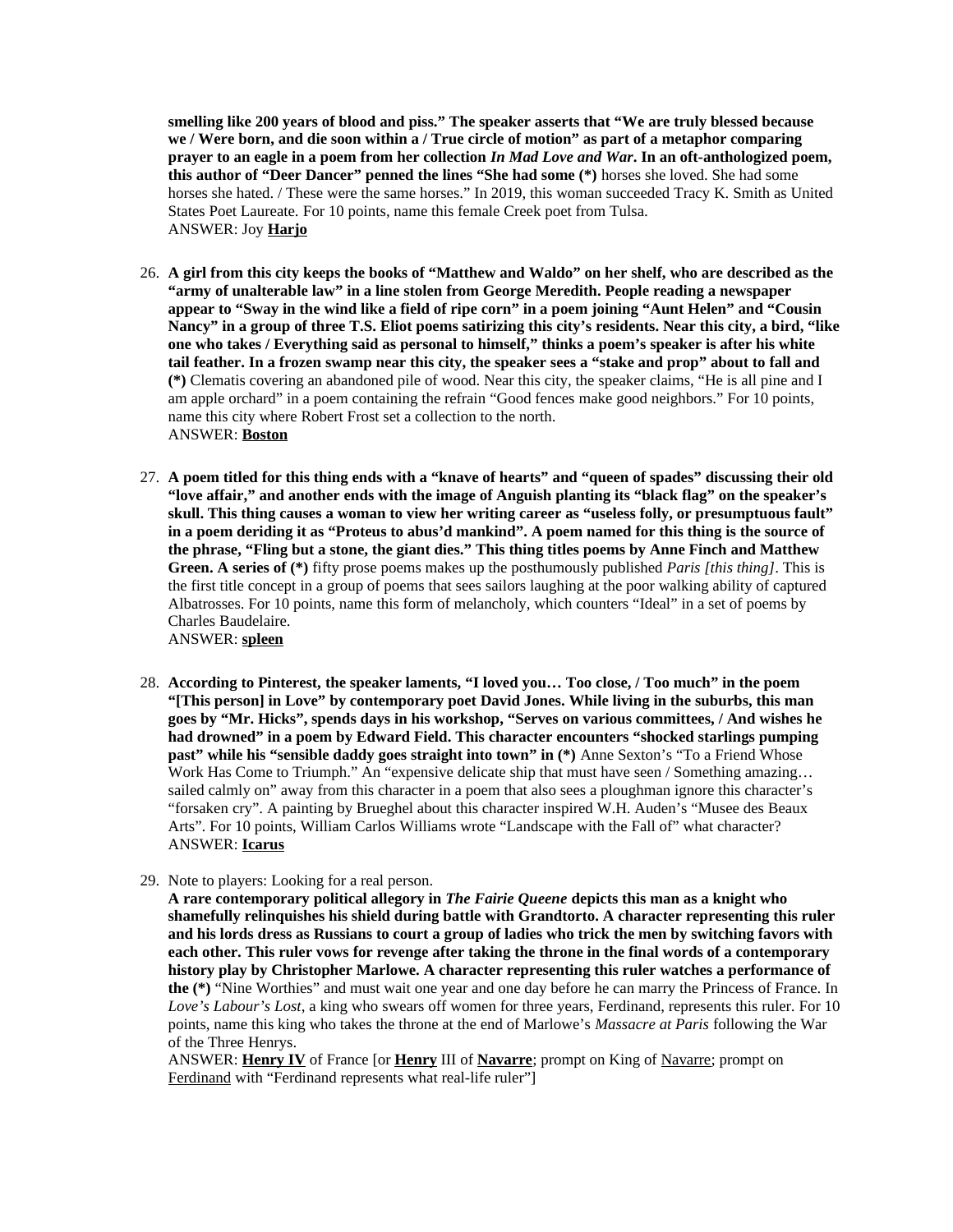**smelling like 200 years of blood and piss." The speaker asserts that "We are truly blessed because we / Were born, and die soon within a / True circle of motion" as part of a metaphor comparing prayer to an eagle in a poem from her collection *In Mad Love and War*. In an oft-anthologized poem, this author of "Deer Dancer" penned the lines "She had some (*)** horses she loved. She had some horses she hated. / These were the same horses." In 2019, this woman succeeded Tracy K. Smith as United States Poet Laureate. For 10 points, name this female Creek poet from Tulsa.
ANSWER: Joy **<u>Harjo</u>**

26. **A girl from this city keeps the books of "Matthew and Waldo" on her shelf, who are described as the "army of unalterable law" in a line stolen from George Meredith. People reading a newspaper appear to "Sway in the wind like a field of ripe corn" in a poem joining "Aunt Helen" and "Cousin Nancy" in a group of three T.S. Eliot poems satirizing this city's residents. Near this city, a bird, "like one who takes / Everything said as personal to himself," thinks a poem's speaker is after his white tail feather. In a frozen swamp near this city, the speaker sees a "stake and prop" about to fall and (*)** Clematis covering an abandoned pile of wood. Near this city, the speaker claims, "He is all pine and I am apple orchard" in a poem containing the refrain "Good fences make good neighbors." For 10 points, name this city where Robert Frost set a collection to the north.
ANSWER: **<u>Boston</u>**

27. **A poem titled for this thing ends with a "knave of hearts" and "queen of spades" discussing their old "love affair," and another ends with the image of Anguish planting its "black flag" on the speaker's skull. This thing causes a woman to view her writing career as "useless folly, or presumptuous fault" in a poem deriding it as "Proteus to abus'd mankind". A poem named for this thing is the source of the phrase, "Fling but a stone, the giant dies." This thing titles poems by Anne Finch and Matthew Green. A series of (*)** fifty prose poems makes up the posthumously published *Paris [this thing]*. This is the first title concept in a group of poems that sees sailors laughing at the poor walking ability of captured Albatrosses. For 10 points, name this form of melancholy, which counters "Ideal" in a set of poems by Charles Baudelaire.
ANSWER: **<u>spleen</u>**

28. **According to Pinterest, the speaker laments, "I loved you… Too close, / Too much" in the poem "[This person] in Love" by contemporary poet David Jones. While living in the suburbs, this man goes by "Mr. Hicks", spends days in his workshop, "Serves on various committees, / And wishes he had drowned" in a poem by Edward Field. This character encounters "shocked starlings pumping past" while his "sensible daddy goes straight into town" in (*)** Anne Sexton's "To a Friend Whose Work Has Come to Triumph." An "expensive delicate ship that must have seen / Something amazing… sailed calmly on" away from this character in a poem that also sees a ploughman ignore this character's "forsaken cry". A painting by Brueghel about this character inspired W.H. Auden's "Musee des Beaux Arts". For 10 points, William Carlos Williams wrote "Landscape with the Fall of" what character?
ANSWER: **<u>Icarus</u>**

29. Note to players: Looking for a real person.
**A rare contemporary political allegory in *The Fairie Queene* depicts this man as a knight who shamefully relinquishes his shield during battle with Grandtorto. A character representing this ruler and his lords dress as Russians to court a group of ladies who trick the men by switching favors with each other. This ruler vows for revenge after taking the throne in the final words of a contemporary history play by Christopher Marlowe. A character representing this ruler watches a performance of the (*)** "Nine Worthies" and must wait one year and one day before he can marry the Princess of France. In *Love's Labour's Lost*, a king who swears off women for three years, Ferdinand, represents this ruler. For 10 points, name this king who takes the throne at the end of Marlowe's *Massacre at Paris* following the War of the Three Henrys.
ANSWER: **<u>Henry IV</u>** of France [or **<u>Henry</u>** III of **<u>Navarre</u>**; prompt on King of <u>Navarre</u>; prompt on <u>Ferdinand</u> with "Ferdinand represents what real-life ruler"]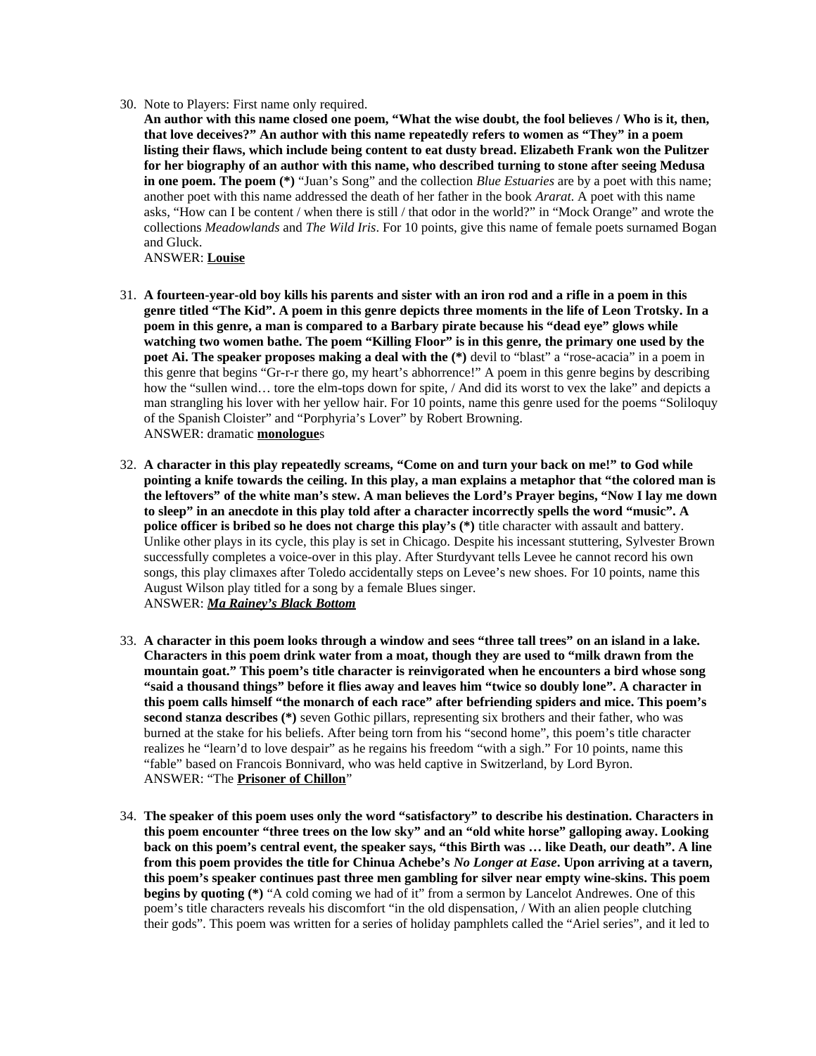30. Note to Players: First name only required.
**An author with this name closed one poem, "What the wise doubt, the fool believes / Who is it, then, that love deceives?" An author with this name repeatedly refers to women as "They" in a poem listing their flaws, which include being content to eat dusty bread. Elizabeth Frank won the Pulitzer for her biography of an author with this name, who described turning to stone after seeing Medusa in one poem. The poem (*)** "Juan's Song" and the collection *Blue Estuaries* are by a poet with this name; another poet with this name addressed the death of her father in the book *Ararat*. A poet with this name asks, "How can I be content / when there is still / that odor in the world?" in "Mock Orange" and wrote the collections *Meadowlands* and *The Wild Iris*. For 10 points, give this name of female poets surnamed Bogan and Gluck.
ANSWER: **Louise**

31. **A fourteen-year-old boy kills his parents and sister with an iron rod and a rifle in a poem in this genre titled "The Kid". A poem in this genre depicts three moments in the life of Leon Trotsky. In a poem in this genre, a man is compared to a Barbary pirate because his "dead eye" glows while watching two women bathe. The poem "Killing Floor" is in this genre, the primary one used by the poet Ai. The speaker proposes making a deal with the (*)** devil to "blast" a "rose-acacia" in a poem in this genre that begins "Gr-r-r there go, my heart's abhorrence!" A poem in this genre begins by describing how the "sullen wind… tore the elm-tops down for spite, / And did its worst to vex the lake" and depicts a man strangling his lover with her yellow hair. For 10 points, name this genre used for the poems "Soliloquy of the Spanish Cloister" and "Porphyria's Lover" by Robert Browning.
ANSWER: dramatic **monologue**s

32. **A character in this play repeatedly screams, "Come on and turn your back on me!" to God while pointing a knife towards the ceiling. In this play, a man explains a metaphor that "the colored man is the leftovers" of the white man's stew. A man believes the Lord's Prayer begins, "Now I lay me down to sleep" in an anecdote in this play told after a character incorrectly spells the word "music". A police officer is bribed so he does not charge this play's (*)** title character with assault and battery. Unlike other plays in its cycle, this play is set in Chicago. Despite his incessant stuttering, Sylvester Brown successfully completes a voice-over in this play. After Sturdyvant tells Levee he cannot record his own songs, this play climaxes after Toledo accidentally steps on Levee's new shoes. For 10 points, name this August Wilson play titled for a song by a female Blues singer.
ANSWER: ***Ma Rainey's Black Bottom***

33. **A character in this poem looks through a window and sees "three tall trees" on an island in a lake. Characters in this poem drink water from a moat, though they are used to "milk drawn from the mountain goat." This poem's title character is reinvigorated when he encounters a bird whose song "said a thousand things" before it flies away and leaves him "twice so doubly lone". A character in this poem calls himself "the monarch of each race" after befriending spiders and mice. This poem's second stanza describes (*)** seven Gothic pillars, representing six brothers and their father, who was burned at the stake for his beliefs. After being torn from his "second home", this poem's title character realizes he "learn'd to love despair" as he regains his freedom "with a sigh." For 10 points, name this "fable" based on Francois Bonnivard, who was held captive in Switzerland, by Lord Byron.
ANSWER: "The **Prisoner of Chillon**"

34. **The speaker of this poem uses only the word "satisfactory" to describe his destination. Characters in this poem encounter "three trees on the low sky" and an "old white horse" galloping away. Looking back on this poem's central event, the speaker says, "this Birth was … like Death, our death". A line from this poem provides the title for Chinua Achebe's *No Longer at Ease*. Upon arriving at a tavern, this poem's speaker continues past three men gambling for silver near empty wine-skins. This poem begins by quoting (*)** "A cold coming we had of it" from a sermon by Lancelot Andrewes. One of this poem's title characters reveals his discomfort "in the old dispensation, / With an alien people clutching their gods". This poem was written for a series of holiday pamphlets called the "Ariel series", and it led to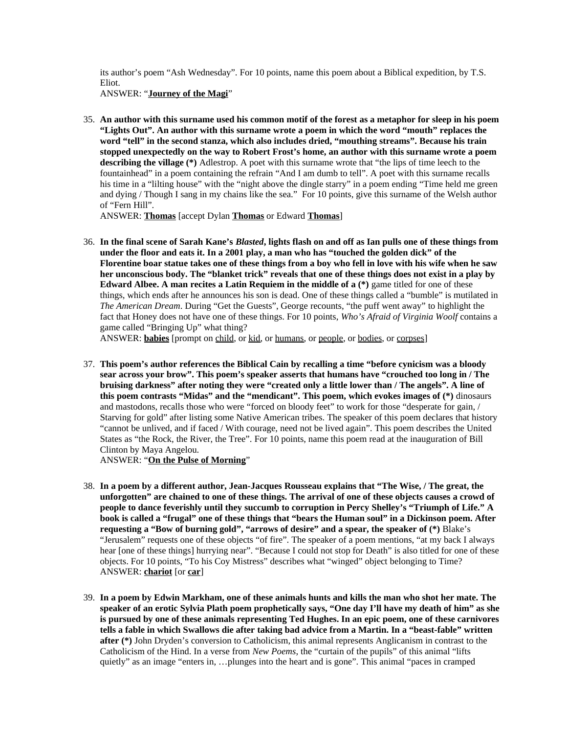its author's poem "Ash Wednesday". For 10 points, name this poem about a Biblical expedition, by T.S. Eliot.
ANSWER: "**Journey of the Magi**"

35. **An author with this surname used his common motif of the forest as a metaphor for sleep in his poem "Lights Out". An author with this surname wrote a poem in which the word "mouth" replaces the word "tell" in the second stanza, which also includes dried, "mouthing streams". Because his train stopped unexpectedly on the way to Robert Frost's home, an author with this surname wrote a poem describing the village (*)** Adlestrop. A poet with this surname wrote that "the lips of time leech to the fountainhead" in a poem containing the refrain "And I am dumb to tell". A poet with this surname recalls his time in a "lilting house" with the "night above the dingle starry" in a poem ending "Time held me green and dying / Though I sang in my chains like the sea." For 10 points, give this surname of the Welsh author of "Fern Hill".
ANSWER: **Thomas** [accept Dylan **Thomas** or Edward **Thomas**]

36. **In the final scene of Sarah Kane's *Blasted*, lights flash on and off as Ian pulls one of these things from under the floor and eats it. In a 2001 play, a man who has "touched the golden dick" of the Florentine boar statue takes one of these things from a boy who fell in love with his wife when he saw her unconscious body. The "blanket trick" reveals that one of these things does not exist in a play by Edward Albee. A man recites a Latin Requiem in the middle of a (*)** game titled for one of these things, which ends after he announces his son is dead. One of these things called a "bumble" is mutilated in *The American Dream*. During "Get the Guests", George recounts, "the puff went away" to highlight the fact that Honey does not have one of these things. For 10 points, *Who's Afraid of Virginia Woolf* contains a game called "Bringing Up" what thing?
ANSWER: **babies** [prompt on child, or kid, or humans, or people, or bodies, or corpses]

37. **This poem's author references the Biblical Cain by recalling a time "before cynicism was a bloody sear across your brow". This poem's speaker asserts that humans have "crouched too long in / The bruising darkness" after noting they were "created only a little lower than / The angels". A line of this poem contrasts "Midas" and the "mendicant". This poem, which evokes images of (*)** dinosaurs and mastodons, recalls those who were "forced on bloody feet" to work for those "desperate for gain, / Starving for gold" after listing some Native American tribes. The speaker of this poem declares that history "cannot be unlived, and if faced / With courage, need not be lived again". This poem describes the United States as "the Rock, the River, the Tree". For 10 points, name this poem read at the inauguration of Bill Clinton by Maya Angelou.
ANSWER: "**On the Pulse of Morning**"

38. **In a poem by a different author, Jean-Jacques Rousseau explains that "The Wise, / The great, the unforgotten" are chained to one of these things. The arrival of one of these objects causes a crowd of people to dance feverishly until they succumb to corruption in Percy Shelley's "Triumph of Life." A book is called a "frugal" one of these things that "bears the Human soul" in a Dickinson poem. After requesting a "Bow of burning gold", "arrows of desire" and a spear, the speaker of (*)** Blake's "Jerusalem" requests one of these objects "of fire". The speaker of a poem mentions, "at my back I always hear [one of these things] hurrying near". "Because I could not stop for Death" is also titled for one of these objects. For 10 points, "To his Coy Mistress" describes what "winged" object belonging to Time?
ANSWER: **chariot** [or **car**]

39. **In a poem by Edwin Markham, one of these animals hunts and kills the man who shot her mate. The speaker of an erotic Sylvia Plath poem prophetically says, "One day I'll have my death of him" as she is pursued by one of these animals representing Ted Hughes. In an epic poem, one of these carnivores tells a fable in which Swallows die after taking bad advice from a Martin. In a "beast-fable" written after (*)** John Dryden's conversion to Catholicism, this animal represents Anglicanism in contrast to the Catholicism of the Hind. In a verse from *New Poems*, the "curtain of the pupils" of this animal "lifts quietly" as an image "enters in, …plunges into the heart and is gone". This animal "paces in cramped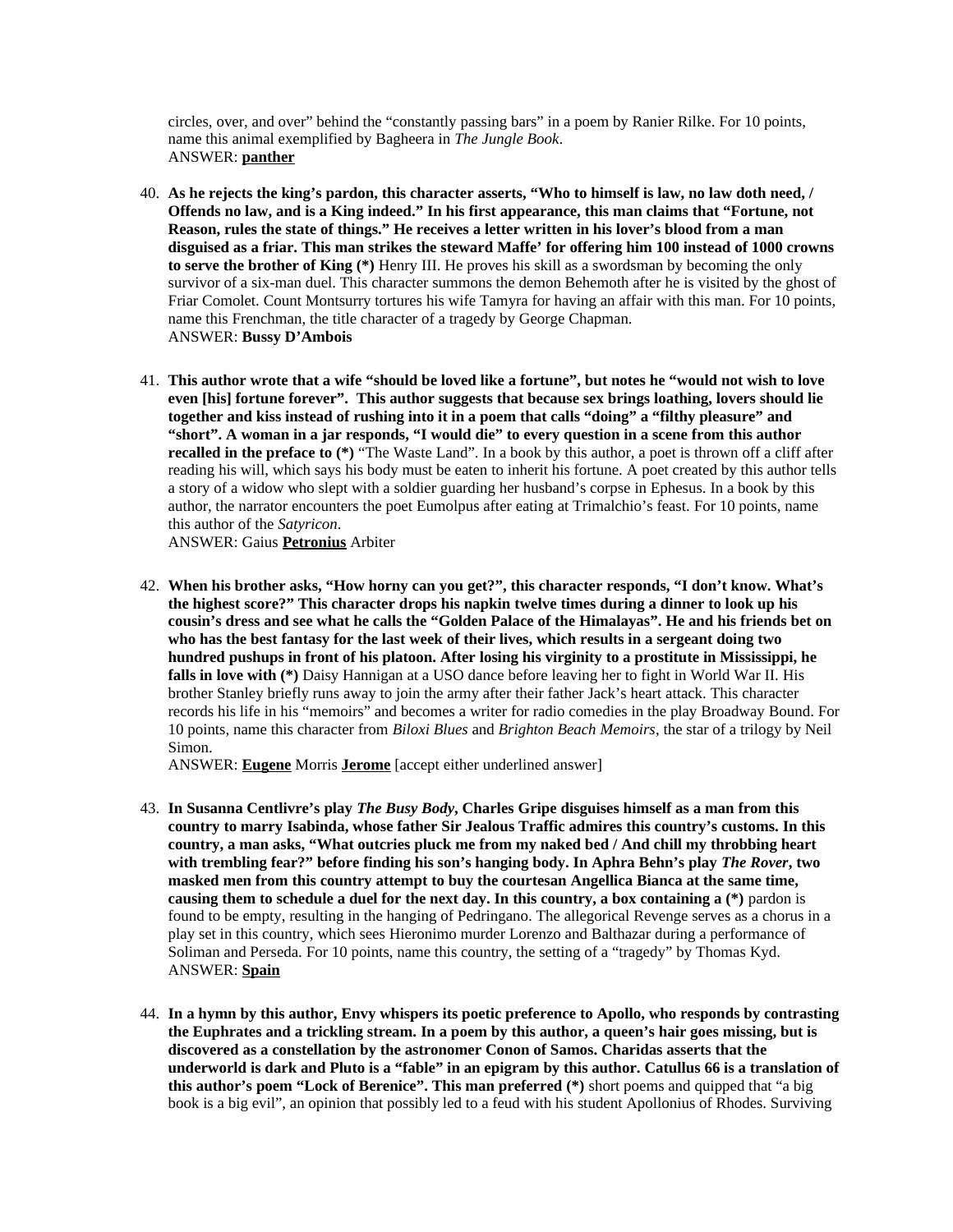circles, over, and over" behind the "constantly passing bars" in a poem by Ranier Rilke. For 10 points, name this animal exemplified by Bagheera in *The Jungle Book*.
ANSWER: **panther**

40. **As he rejects the king's pardon, this character asserts, "Who to himself is law, no law doth need, / Offends no law, and is a King indeed." In his first appearance, this man claims that "Fortune, not Reason, rules the state of things." He receives a letter written in his lover's blood from a man disguised as a friar. This man strikes the steward Maffe' for offering him 100 instead of 1000 crowns to serve the brother of King (\*)** Henry III. He proves his skill as a swordsman by becoming the only survivor of a six-man duel. This character summons the demon Behemoth after he is visited by the ghost of Friar Comolet. Count Montsurry tortures his wife Tamyra for having an affair with this man. For 10 points, name this Frenchman, the title character of a tragedy by George Chapman.
ANSWER: **Bussy D'Ambois**

41. **This author wrote that a wife "should be loved like a fortune", but notes he "would not wish to love even [his] fortune forever". This author suggests that because sex brings loathing, lovers should lie together and kiss instead of rushing into it in a poem that calls "doing" a "filthy pleasure" and "short". A woman in a jar responds, "I would die" to every question in a scene from this author recalled in the preface to (\*)** "The Waste Land". In a book by this author, a poet is thrown off a cliff after reading his will, which says his body must be eaten to inherit his fortune. A poet created by this author tells a story of a widow who slept with a soldier guarding her husband's corpse in Ephesus. In a book by this author, the narrator encounters the poet Eumolpus after eating at Trimalchio's feast. For 10 points, name this author of the *Satyricon*.
ANSWER: Gaius **Petronius** Arbiter

42. **When his brother asks, "How horny can you get?", this character responds, "I don't know. What's the highest score?" This character drops his napkin twelve times during a dinner to look up his cousin's dress and see what he calls the "Golden Palace of the Himalayas". He and his friends bet on who has the best fantasy for the last week of their lives, which results in a sergeant doing two hundred pushups in front of his platoon. After losing his virginity to a prostitute in Mississippi, he falls in love with (\*)** Daisy Hannigan at a USO dance before leaving her to fight in World War II. His brother Stanley briefly runs away to join the army after their father Jack's heart attack. This character records his life in his "memoirs" and becomes a writer for radio comedies in the play Broadway Bound. For 10 points, name this character from *Biloxi Blues* and *Brighton Beach Memoirs*, the star of a trilogy by Neil Simon.
ANSWER: **Eugene** Morris **Jerome** [accept either underlined answer]

43. **In Susanna Centlivre's play *The Busy Body*, Charles Gripe disguises himself as a man from this country to marry Isabinda, whose father Sir Jealous Traffic admires this country's customs. In this country, a man asks, "What outcries pluck me from my naked bed / And chill my throbbing heart with trembling fear?" before finding his son's hanging body. In Aphra Behn's play *The Rover*, two masked men from this country attempt to buy the courtesan Angellica Bianca at the same time, causing them to schedule a duel for the next day. In this country, a box containing a (\*)** pardon is found to be empty, resulting in the hanging of Pedringano. The allegorical Revenge serves as a chorus in a play set in this country, which sees Hieronimo murder Lorenzo and Balthazar during a performance of Soliman and Perseda. For 10 points, name this country, the setting of a "tragedy" by Thomas Kyd.
ANSWER: **Spain**

44. **In a hymn by this author, Envy whispers its poetic preference to Apollo, who responds by contrasting the Euphrates and a trickling stream. In a poem by this author, a queen's hair goes missing, but is discovered as a constellation by the astronomer Conon of Samos. Charidas asserts that the underworld is dark and Pluto is a "fable" in an epigram by this author. Catullus 66 is a translation of this author's poem "Lock of Berenice". This man preferred (\*)** short poems and quipped that "a big book is a big evil", an opinion that possibly led to a feud with his student Apollonius of Rhodes. Surviving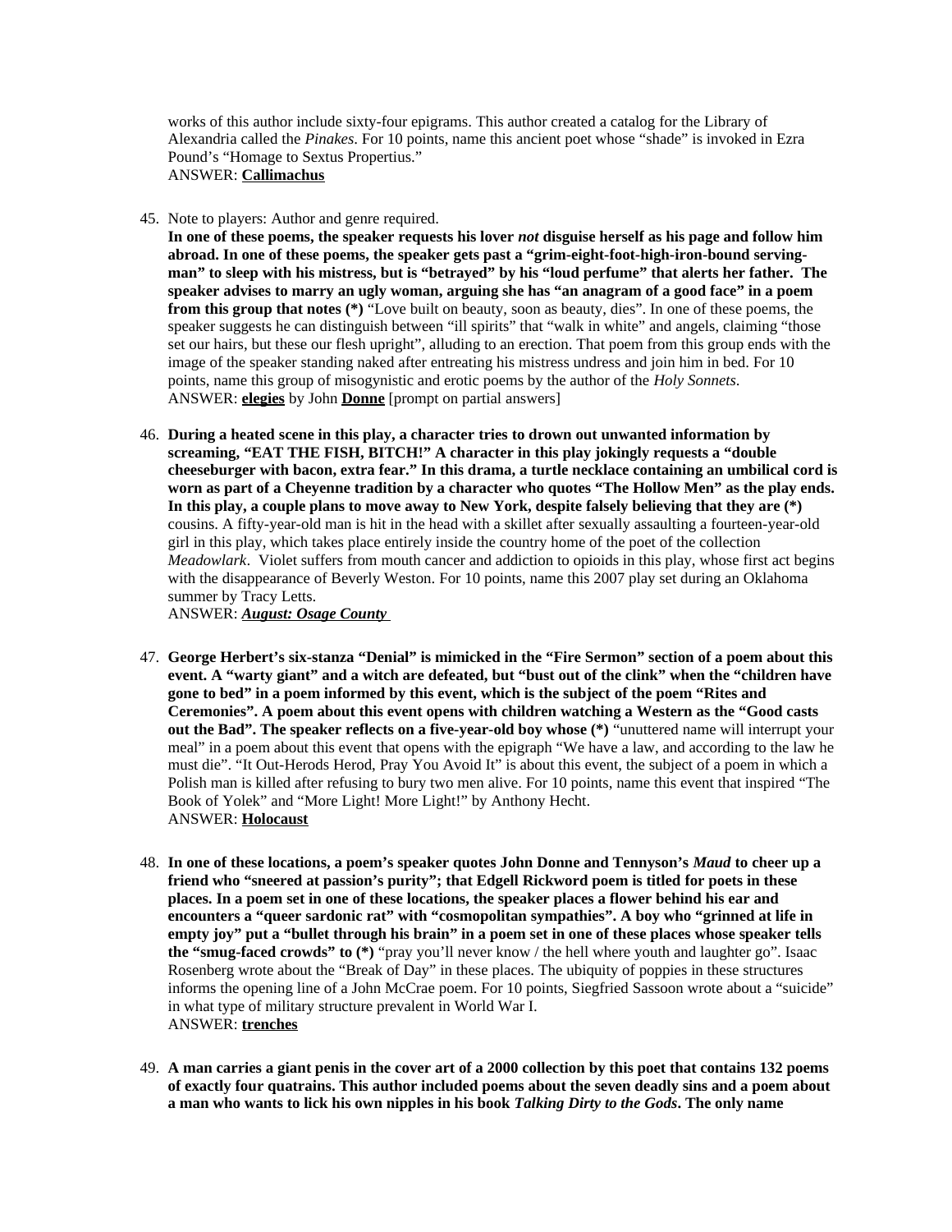works of this author include sixty-four epigrams. This author created a catalog for the Library of Alexandria called the *Pinakes*. For 10 points, name this ancient poet whose "shade" is invoked in Ezra Pound's "Homage to Sextus Propertius."
ANSWER: **Callimachus**

45. Note to players: Author and genre required.
**In one of these poems, the speaker requests his lover *not* disguise herself as his page and follow him abroad. In one of these poems, the speaker gets past a "grim-eight-foot-high-iron-bound serving-man" to sleep with his mistress, but is "betrayed" by his "loud perfume" that alerts her father. The speaker advises to marry an ugly woman, arguing she has "an anagram of a good face" in a poem from this group that notes (\*)** "Love built on beauty, soon as beauty, dies". In one of these poems, the speaker suggests he can distinguish between "ill spirits" that "walk in white" and angels, claiming "those set our hairs, but these our flesh upright", alluding to an erection. That poem from this group ends with the image of the speaker standing naked after entreating his mistress undress and join him in bed. For 10 points, name this group of misogynistic and erotic poems by the author of the *Holy Sonnets*.
ANSWER: **elegies** by John **Donne** [prompt on partial answers]

46. **During a heated scene in this play, a character tries to drown out unwanted information by screaming, "EAT THE FISH, BITCH!" A character in this play jokingly requests a "double cheeseburger with bacon, extra fear." In this drama, a turtle necklace containing an umbilical cord is worn as part of a Cheyenne tradition by a character who quotes "The Hollow Men" as the play ends. In this play, a couple plans to move away to New York, despite falsely believing that they are (\*)** cousins. A fifty-year-old man is hit in the head with a skillet after sexually assaulting a fourteen-year-old girl in this play, which takes place entirely inside the country home of the poet of the collection *Meadowlark*. Violet suffers from mouth cancer and addiction to opioids in this play, whose first act begins with the disappearance of Beverly Weston. For 10 points, name this 2007 play set during an Oklahoma summer by Tracy Letts.
ANSWER: ***August: Osage County***

47. **George Herbert's six-stanza "Denial" is mimicked in the "Fire Sermon" section of a poem about this event. A "warty giant" and a witch are defeated, but "bust out of the clink" when the "children have gone to bed" in a poem informed by this event, which is the subject of the poem "Rites and Ceremonies". A poem about this event opens with children watching a Western as the "Good casts out the Bad". The speaker reflects on a five-year-old boy whose (\*)** "unuttered name will interrupt your meal" in a poem about this event that opens with the epigraph "We have a law, and according to the law he must die". "It Out-Herods Herod, Pray You Avoid It" is about this event, the subject of a poem in which a Polish man is killed after refusing to bury two men alive. For 10 points, name this event that inspired "The Book of Yolek" and "More Light! More Light!" by Anthony Hecht.
ANSWER: **Holocaust**

48. **In one of these locations, a poem's speaker quotes John Donne and Tennyson's *Maud* to cheer up a friend who "sneered at passion's purity"; that Edgell Rickword poem is titled for poets in these places. In a poem set in one of these locations, the speaker places a flower behind his ear and encounters a "queer sardonic rat" with "cosmopolitan sympathies". A boy who "grinned at life in empty joy" put a "bullet through his brain" in a poem set in one of these places whose speaker tells the "smug-faced crowds" to (\*)** "pray you'll never know / the hell where youth and laughter go". Isaac Rosenberg wrote about the "Break of Day" in these places. The ubiquity of poppies in these structures informs the opening line of a John McCrae poem. For 10 points, Siegfried Sassoon wrote about a "suicide" in what type of military structure prevalent in World War I.
ANSWER: **trenches**

49. **A man carries a giant penis in the cover art of a 2000 collection by this poet that contains 132 poems of exactly four quatrains. This author included poems about the seven deadly sins and a poem about a man who wants to lick his own nipples in his book *Talking Dirty to the Gods*. The only name**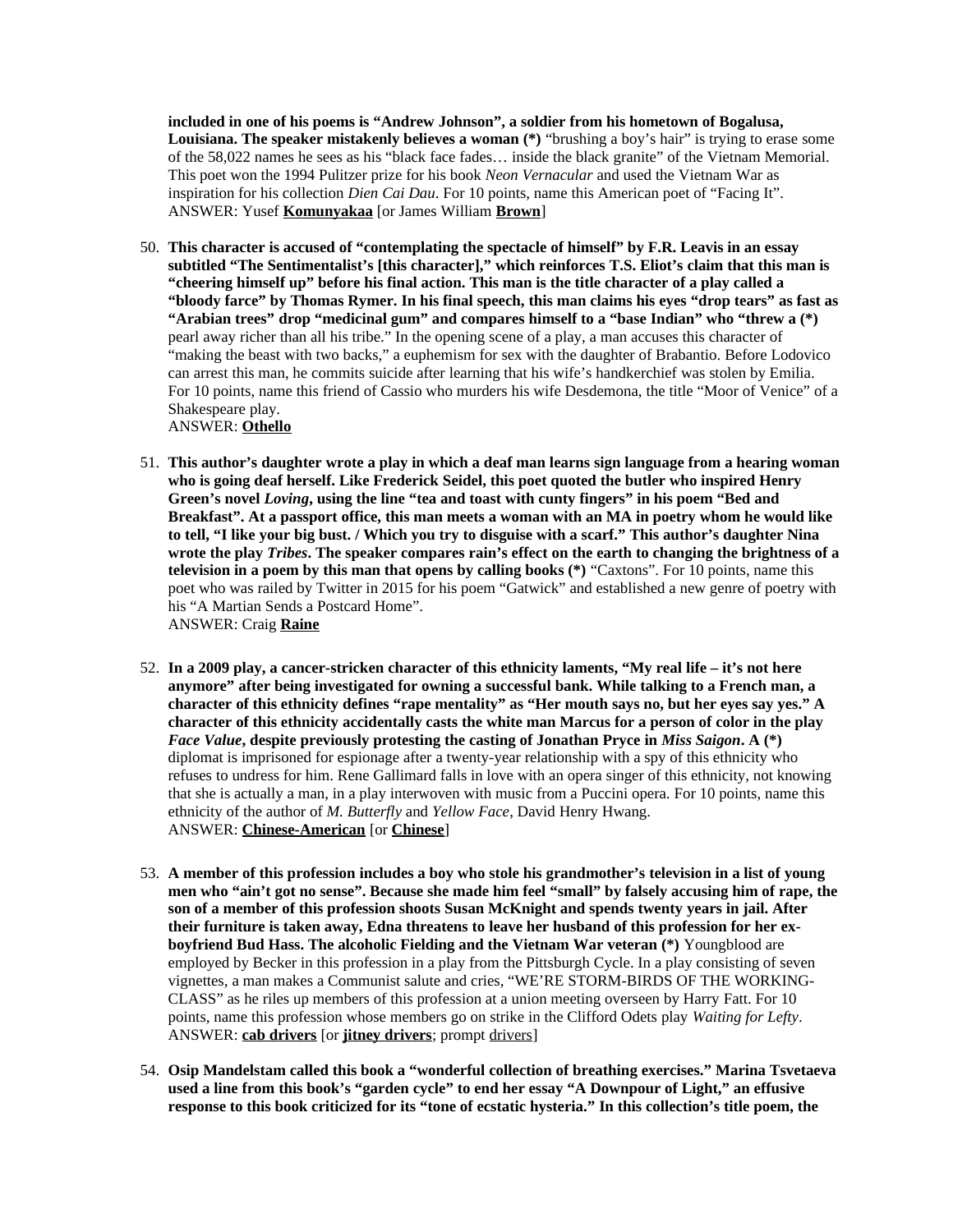**included in one of his poems is "Andrew Johnson", a soldier from his hometown of Bogalusa, Louisiana. The speaker mistakenly believes a woman (*)** "brushing a boy's hair" is trying to erase some of the 58,022 names he sees as his "black face fades… inside the black granite" of the Vietnam Memorial. This poet won the 1994 Pulitzer prize for his book *Neon Vernacular* and used the Vietnam War as inspiration for his collection *Dien Cai Dau*. For 10 points, name this American poet of "Facing It".
ANSWER: Yusef **Komunyakaa** [or James William **Brown**]

50. **This character is accused of "contemplating the spectacle of himself" by F.R. Leavis in an essay subtitled "The Sentimentalist's [this character]," which reinforces T.S. Eliot's claim that this man is "cheering himself up" before his final action. This man is the title character of a play called a "bloody farce" by Thomas Rymer. In his final speech, this man claims his eyes "drop tears" as fast as "Arabian trees" drop "medicinal gum" and compares himself to a "base Indian" who "threw a (*)** pearl away richer than all his tribe." In the opening scene of a play, a man accuses this character of "making the beast with two backs," a euphemism for sex with the daughter of Brabantio. Before Lodovico can arrest this man, he commits suicide after learning that his wife's handkerchief was stolen by Emilia. For 10 points, name this friend of Cassio who murders his wife Desdemona, the title "Moor of Venice" of a Shakespeare play.
ANSWER: **Othello**

51. **This author's daughter wrote a play in which a deaf man learns sign language from a hearing woman who is going deaf herself. Like Frederick Seidel, this poet quoted the butler who inspired Henry Green's novel *Loving*, using the line "tea and toast with cunty fingers" in his poem "Bed and Breakfast". At a passport office, this man meets a woman with an MA in poetry whom he would like to tell, "I like your big bust. / Which you try to disguise with a scarf." This author's daughter Nina wrote the play *Tribes*. The speaker compares rain's effect on the earth to changing the brightness of a television in a poem by this man that opens by calling books (*)** "Caxtons". For 10 points, name this poet who was railed by Twitter in 2015 for his poem "Gatwick" and established a new genre of poetry with his "A Martian Sends a Postcard Home".
ANSWER: Craig **Raine**

52. **In a 2009 play, a cancer-stricken character of this ethnicity laments, "My real life – it's not here anymore" after being investigated for owning a successful bank. While talking to a French man, a character of this ethnicity defines "rape mentality" as "Her mouth says no, but her eyes say yes." A character of this ethnicity accidentally casts the white man Marcus for a person of color in the play *Face Value*, despite previously protesting the casting of Jonathan Pryce in *Miss Saigon*. A (*)** diplomat is imprisoned for espionage after a twenty-year relationship with a spy of this ethnicity who refuses to undress for him. Rene Gallimard falls in love with an opera singer of this ethnicity, not knowing that she is actually a man, in a play interwoven with music from a Puccini opera. For 10 points, name this ethnicity of the author of *M. Butterfly* and *Yellow Face*, David Henry Hwang.
ANSWER: **Chinese-American** [or **Chinese**]

53. **A member of this profession includes a boy who stole his grandmother's television in a list of young men who "ain't got no sense". Because she made him feel "small" by falsely accusing him of rape, the son of a member of this profession shoots Susan McKnight and spends twenty years in jail. After their furniture is taken away, Edna threatens to leave her husband of this profession for her ex-boyfriend Bud Hass. The alcoholic Fielding and the Vietnam War veteran (*)** Youngblood are employed by Becker in this profession in a play from the Pittsburgh Cycle. In a play consisting of seven vignettes, a man makes a Communist salute and cries, "WE'RE STORM-BIRDS OF THE WORKING-CLASS" as he riles up members of this profession at a union meeting overseen by Harry Fatt. For 10 points, name this profession whose members go on strike in the Clifford Odets play *Waiting for Lefty*.
ANSWER: **cab drivers** [or **jitney drivers**; prompt drivers]

54. **Osip Mandelstam called this book a "wonderful collection of breathing exercises." Marina Tsvetaeva used a line from this book's "garden cycle" to end her essay "A Downpour of Light," an effusive response to this book criticized for its "tone of ecstatic hysteria." In this collection's title poem, the**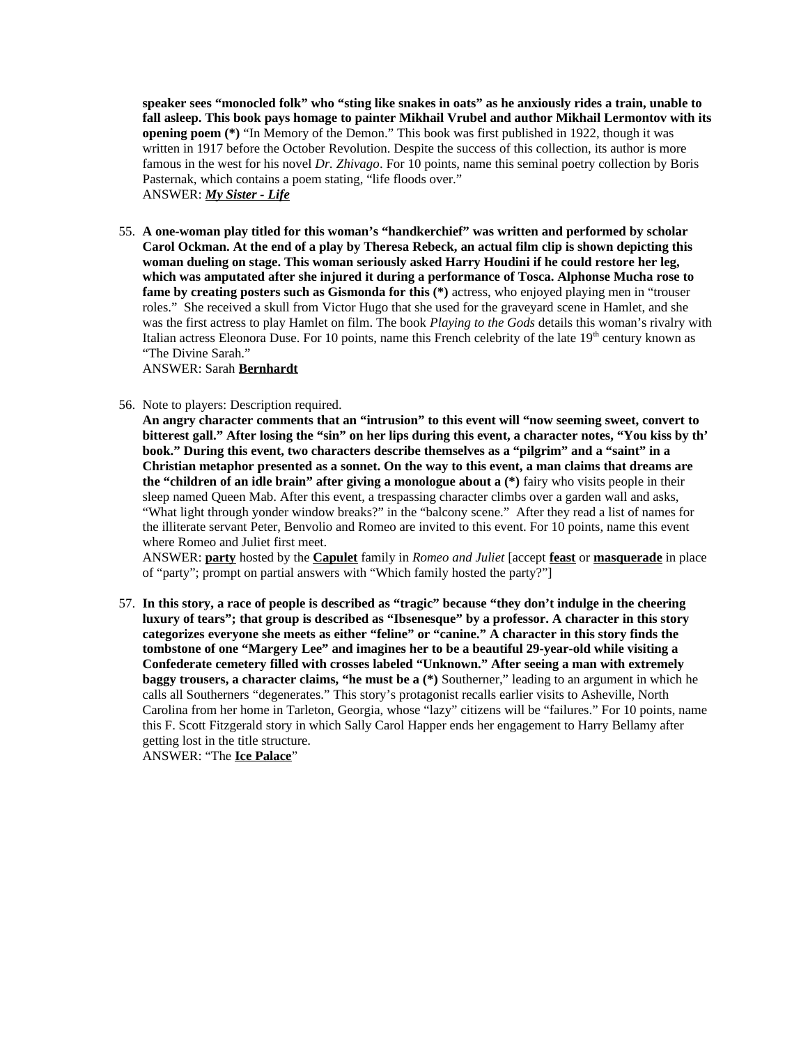**speaker sees "monocled folk" who "sting like snakes in oats" as he anxiously rides a train, unable to fall asleep. This book pays homage to painter Mikhail Vrubel and author Mikhail Lermontov with its opening poem (*)** "In Memory of the Demon." This book was first published in 1922, though it was written in 1917 before the October Revolution. Despite the success of this collection, its author is more famous in the west for his novel *Dr. Zhivago*. For 10 points, name this seminal poetry collection by Boris Pasternak, which contains a poem stating, "life floods over."
ANSWER: ***My Sister - Life***

55. **A one-woman play titled for this woman's "handkerchief" was written and performed by scholar Carol Ockman. At the end of a play by Theresa Rebeck, an actual film clip is shown depicting this woman dueling on stage. This woman seriously asked Harry Houdini if he could restore her leg, which was amputated after she injured it during a performance of Tosca. Alphonse Mucha rose to fame by creating posters such as Gismonda for this (*)** actress, who enjoyed playing men in "trouser roles." She received a skull from Victor Hugo that she used for the graveyard scene in Hamlet, and she was the first actress to play Hamlet on film. The book *Playing to the Gods* details this woman's rivalry with Italian actress Eleonora Duse. For 10 points, name this French celebrity of the late 19th century known as "The Divine Sarah."
ANSWER: Sarah **Bernhardt**

56. Note to players: Description required.
**An angry character comments that an "intrusion" to this event will "now seeming sweet, convert to bitterest gall." After losing the "sin" on her lips during this event, a character notes, "You kiss by th' book." During this event, two characters describe themselves as a "pilgrim" and a "saint" in a Christian metaphor presented as a sonnet. On the way to this event, a man claims that dreams are the "children of an idle brain" after giving a monologue about a (*)** fairy who visits people in their sleep named Queen Mab. After this event, a trespassing character climbs over a garden wall and asks, "What light through yonder window breaks?" in the "balcony scene." After they read a list of names for the illiterate servant Peter, Benvolio and Romeo are invited to this event. For 10 points, name this event where Romeo and Juliet first meet.
ANSWER: **party** hosted by the **Capulet** family in *Romeo and Juliet* [accept **feast** or **masquerade** in place of "party"; prompt on partial answers with "Which family hosted the party?"]

57. **In this story, a race of people is described as "tragic" because "they don't indulge in the cheering luxury of tears"; that group is described as "Ibsenesque" by a professor. A character in this story categorizes everyone she meets as either "feline" or "canine." A character in this story finds the tombstone of one "Margery Lee" and imagines her to be a beautiful 29-year-old while visiting a Confederate cemetery filled with crosses labeled "Unknown." After seeing a man with extremely baggy trousers, a character claims, "he must be a (*)** Southerner," leading to an argument in which he calls all Southerners "degenerates." This story's protagonist recalls earlier visits to Asheville, North Carolina from her home in Tarleton, Georgia, whose "lazy" citizens will be "failures." For 10 points, name this F. Scott Fitzgerald story in which Sally Carol Happer ends her engagement to Harry Bellamy after getting lost in the title structure.
ANSWER: "The **Ice Palace**"